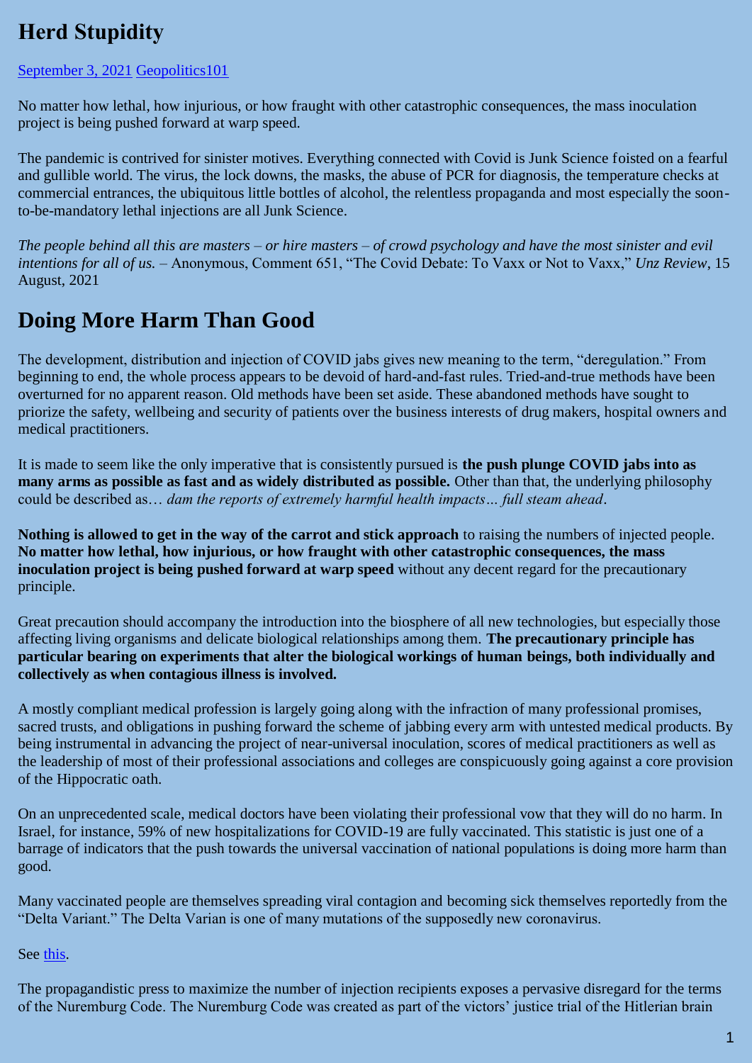# Herd Stupidity

[September 3, 2021](#) [Geopolitics101](#)

No matter how lethal, how injurious, or how fraught with other catastrophic consequences, the mass inoculation project is being pushed forward at warp speed.

The pandemic is contrived for sinister motives. Everything connected with Covid is Junk Science foisted on a fearful and gullible world. The virus, the lock downs, the masks, the abuse of PCR for diagnosis, the temperature checks at commercial entrances, the ubiquitous little bottles of alcohol, the relentless propaganda and most especially the soon-to-be-mandatory lethal injections are all Junk Science.

*The people behind all this are masters – or hire masters – of crowd psychology and have the most sinister and evil intentions for all of us.* – Anonymous, Comment 651, "The Covid Debate: To Vaxx or Not to Vaxx," *Unz Review*, 15 August, 2021

## Doing More Harm Than Good

The development, distribution and injection of COVID jabs gives new meaning to the term, "deregulation." From beginning to end, the whole process appears to be devoid of hard-and-fast rules. Tried-and-true methods have been overturned for no apparent reason. Old methods have been set aside. These abandoned methods have sought to priorize the safety, wellbeing and security of patients over the business interests of drug makers, hospital owners and medical practitioners.

It is made to seem like the only imperative that is consistently pursued is **the push plunge COVID jabs into as many arms as possible as fast and as widely distributed as possible.** Other than that, the underlying philosophy could be described as… *dam the reports of extremely harmful health impacts… full steam ahead*.

**Nothing is allowed to get in the way of the carrot and stick approach** to raising the numbers of injected people. **No matter how lethal, how injurious, or how fraught with other catastrophic consequences, the mass inoculation project is being pushed forward at warp speed** without any decent regard for the precautionary principle.

Great precaution should accompany the introduction into the biosphere of all new technologies, but especially those affecting living organisms and delicate biological relationships among them. **The precautionary principle has particular bearing on experiments that alter the biological workings of human beings, both individually and collectively as when contagious illness is involved.**

A mostly compliant medical profession is largely going along with the infraction of many professional promises, sacred trusts, and obligations in pushing forward the scheme of jabbing every arm with untested medical products. By being instrumental in advancing the project of near-universal inoculation, scores of medical practitioners as well as the leadership of most of their professional associations and colleges are conspicuously going against a core provision of the Hippocratic oath.

On an unprecedented scale, medical doctors have been violating their professional vow that they will do no harm. In Israel, for instance, 59% of new hospitalizations for COVID-19 are fully vaccinated. This statistic is just one of a barrage of indicators that the push towards the universal vaccination of national populations is doing more harm than good.

Many vaccinated people are themselves spreading viral contagion and becoming sick themselves reportedly from the "Delta Variant." The Delta Varian is one of many mutations of the supposedly new coronavirus.

See [this](#).

The propagandistic press to maximize the number of injection recipients exposes a pervasive disregard for the terms of the Nuremburg Code. The Nuremburg Code was created as part of the victors' justice trial of the Hitlerian brain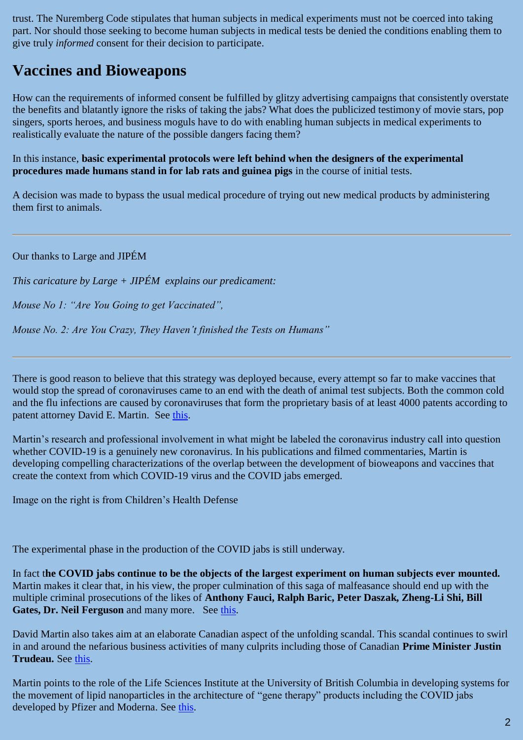trust. The Nuremberg Code stipulates that human subjects in medical experiments must not be coerced into taking part. Nor should those seeking to become human subjects in medical tests be denied the conditions enabling them to give truly *informed* consent for their decision to participate.

## Vaccines and Bioweapons

How can the requirements of informed consent be fulfilled by glitzy advertising campaigns that consistently overstate the benefits and blatantly ignore the risks of taking the jabs? What does the publicized testimony of movie stars, pop singers, sports heroes, and business moguls have to do with enabling human subjects in medical experiments to realistically evaluate the nature of the possible dangers facing them?

In this instance, **basic experimental protocols were left behind when the designers of the experimental procedures made humans stand in for lab rats and guinea pigs** in the course of initial tests.

A decision was made to bypass the usual medical procedure of trying out new medical products by administering them first to animals.

---

Our thanks to Large and JIPÉM

*This caricature by Large + JIPÉM explains our predicament:*

*Mouse No 1: "Are You Going to get Vaccinated",*

*Mouse No. 2: Are You Crazy, They Haven't finished the Tests on Humans"*

---

There is good reason to believe that this strategy was deployed because, every attempt so far to make vaccines that would stop the spread of coronaviruses came to an end with the death of animal test subjects. Both the common cold and the flu infections are caused by coronaviruses that form the proprietary basis of at least 4000 patents according to patent attorney David E. Martin. See [this](this).

Martin's research and professional involvement in what might be labeled the coronavirus industry call into question whether COVID-19 is a genuinely new coronavirus. In his publications and filmed commentaries, Martin is developing compelling characterizations of the overlap between the development of bioweapons and vaccines that create the context from which COVID-19 virus and the COVID jabs emerged.

Image on the right is from Children's Health Defense

The experimental phase in the production of the COVID jabs is still underway.

In fact t**he COVID jabs continue to be the objects of the largest experiment on human subjects ever mounted.** Martin makes it clear that, in his view, the proper culmination of this saga of malfeasance should end up with the multiple criminal prosecutions of the likes of **Anthony Fauci, Ralph Baric, Peter Daszak, Zheng-Li Shi, Bill Gates, Dr. Neil Ferguson** and many more. See [this](this).

David Martin also takes aim at an elaborate Canadian aspect of the unfolding scandal. This scandal continues to swirl in and around the nefarious business activities of many culprits including those of Canadian **Prime Minister Justin Trudeau.** See [this](this).

Martin points to the role of the Life Sciences Institute at the University of British Columbia in developing systems for the movement of lipid nanoparticles in the architecture of "gene therapy" products including the COVID jabs developed by Pfizer and Moderna. See [this](this).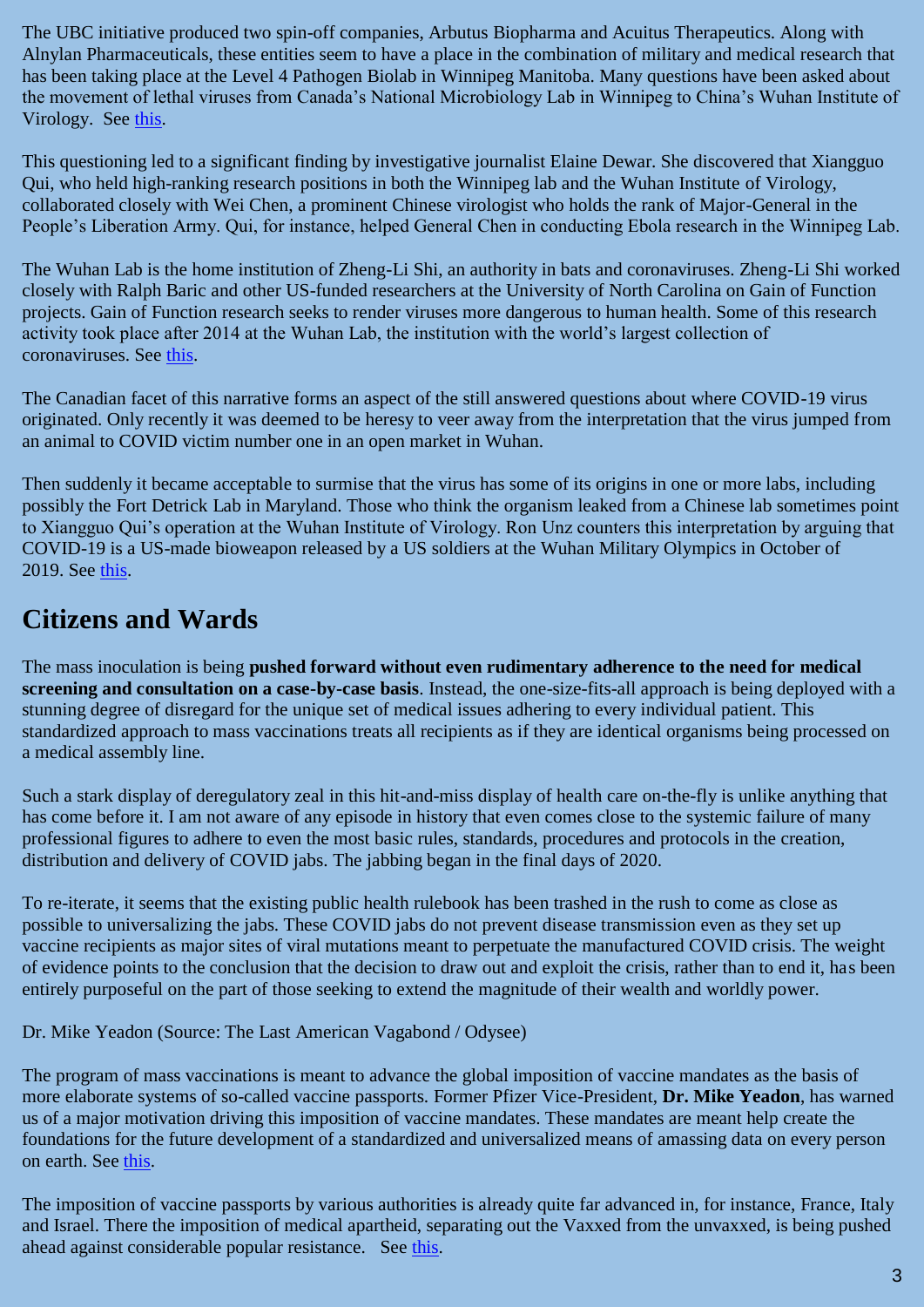The UBC initiative produced two spin-off companies, Arbutus Biopharma and Acuitus Therapeutics. Along with Alnylan Pharmaceuticals, these entities seem to have a place in the combination of military and medical research that has been taking place at the Level 4 Pathogen Biolab in Winnipeg Manitoba. Many questions have been asked about the movement of lethal viruses from Canada's National Microbiology Lab in Winnipeg to China's Wuhan Institute of Virology. See [this](#).

This questioning led to a significant finding by investigative journalist Elaine Dewar. She discovered that Xiangguo Qui, who held high-ranking research positions in both the Winnipeg lab and the Wuhan Institute of Virology, collaborated closely with Wei Chen, a prominent Chinese virologist who holds the rank of Major-General in the People's Liberation Army. Qui, for instance, helped General Chen in conducting Ebola research in the Winnipeg Lab.

The Wuhan Lab is the home institution of Zheng-Li Shi, an authority in bats and coronaviruses. Zheng-Li Shi worked closely with Ralph Baric and other US-funded researchers at the University of North Carolina on Gain of Function projects. Gain of Function research seeks to render viruses more dangerous to human health. Some of this research activity took place after 2014 at the Wuhan Lab, the institution with the world's largest collection of coronaviruses. See [this](#).

The Canadian facet of this narrative forms an aspect of the still answered questions about where COVID-19 virus originated. Only recently it was deemed to be heresy to veer away from the interpretation that the virus jumped from an animal to COVID victim number one in an open market in Wuhan.

Then suddenly it became acceptable to surmise that the virus has some of its origins in one or more labs, including possibly the Fort Detrick Lab in Maryland. Those who think the organism leaked from a Chinese lab sometimes point to Xiangguo Qui's operation at the Wuhan Institute of Virology. Ron Unz counters this interpretation by arguing that COVID-19 is a US-made bioweapon released by a US soldiers at the Wuhan Military Olympics in October of 2019. See [this](#).

## Citizens and Wards

The mass inoculation is being **pushed forward without even rudimentary adherence to the need for medical screening and consultation on a case-by-case basis**. Instead, the one-size-fits-all approach is being deployed with a stunning degree of disregard for the unique set of medical issues adhering to every individual patient. This standardized approach to mass vaccinations treats all recipients as if they are identical organisms being processed on a medical assembly line.

Such a stark display of deregulatory zeal in this hit-and-miss display of health care on-the-fly is unlike anything that has come before it. I am not aware of any episode in history that even comes close to the systemic failure of many professional figures to adhere to even the most basic rules, standards, procedures and protocols in the creation, distribution and delivery of COVID jabs. The jabbing began in the final days of 2020.

To re-iterate, it seems that the existing public health rulebook has been trashed in the rush to come as close as possible to universalizing the jabs. These COVID jabs do not prevent disease transmission even as they set up vaccine recipients as major sites of viral mutations meant to perpetuate the manufactured COVID crisis. The weight of evidence points to the conclusion that the decision to draw out and exploit the crisis, rather than to end it, has been entirely purposeful on the part of those seeking to extend the magnitude of their wealth and worldly power.

Dr. Mike Yeadon (Source: The Last American Vagabond / Odysee)

The program of mass vaccinations is meant to advance the global imposition of vaccine mandates as the basis of more elaborate systems of so-called vaccine passports. Former Pfizer Vice-President, **Dr. Mike Yeadon**, has warned us of a major motivation driving this imposition of vaccine mandates. These mandates are meant help create the foundations for the future development of a standardized and universalized means of amassing data on every person on earth. See [this](#).

The imposition of vaccine passports by various authorities is already quite far advanced in, for instance, France, Italy and Israel. There the imposition of medical apartheid, separating out the Vaxxed from the unvaxxed, is being pushed ahead against considerable popular resistance. See [this](#).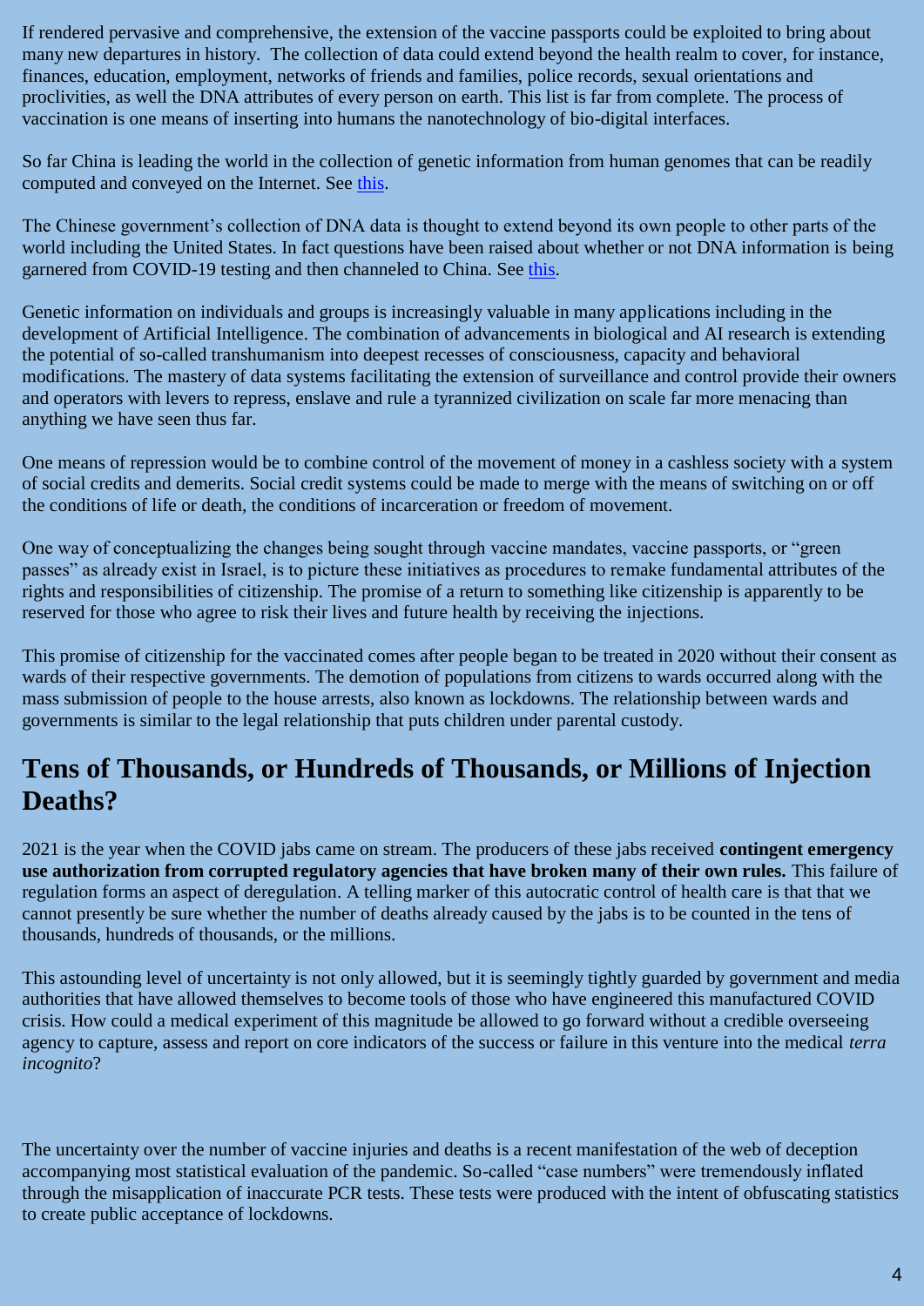If rendered pervasive and comprehensive, the extension of the vaccine passports could be exploited to bring about many new departures in history. The collection of data could extend beyond the health realm to cover, for instance, finances, education, employment, networks of friends and families, police records, sexual orientations and proclivities, as well the DNA attributes of every person on earth. This list is far from complete. The process of vaccination is one means of inserting into humans the nanotechnology of bio-digital interfaces.

So far China is leading the world in the collection of genetic information from human genomes that can be readily computed and conveyed on the Internet. See this.

The Chinese government's collection of DNA data is thought to extend beyond its own people to other parts of the world including the United States. In fact questions have been raised about whether or not DNA information is being garnered from COVID-19 testing and then channeled to China. See this.

Genetic information on individuals and groups is increasingly valuable in many applications including in the development of Artificial Intelligence. The combination of advancements in biological and AI research is extending the potential of so-called transhumanism into deepest recesses of consciousness, capacity and behavioral modifications. The mastery of data systems facilitating the extension of surveillance and control provide their owners and operators with levers to repress, enslave and rule a tyrannized civilization on scale far more menacing than anything we have seen thus far.

One means of repression would be to combine control of the movement of money in a cashless society with a system of social credits and demerits. Social credit systems could be made to merge with the means of switching on or off the conditions of life or death, the conditions of incarceration or freedom of movement.

One way of conceptualizing the changes being sought through vaccine mandates, vaccine passports, or "green passes" as already exist in Israel, is to picture these initiatives as procedures to remake fundamental attributes of the rights and responsibilities of citizenship. The promise of a return to something like citizenship is apparently to be reserved for those who agree to risk their lives and future health by receiving the injections.

This promise of citizenship for the vaccinated comes after people began to be treated in 2020 without their consent as wards of their respective governments. The demotion of populations from citizens to wards occurred along with the mass submission of people to the house arrests, also known as lockdowns. The relationship between wards and governments is similar to the legal relationship that puts children under parental custody.

## Tens of Thousands, or Hundreds of Thousands, or Millions of Injection Deaths?

2021 is the year when the COVID jabs came on stream. The producers of these jabs received **contingent emergency use authorization from corrupted regulatory agencies that have broken many of their own rules.** This failure of regulation forms an aspect of deregulation. A telling marker of this autocratic control of health care is that that we cannot presently be sure whether the number of deaths already caused by the jabs is to be counted in the tens of thousands, hundreds of thousands, or the millions.

This astounding level of uncertainty is not only allowed, but it is seemingly tightly guarded by government and media authorities that have allowed themselves to become tools of those who have engineered this manufactured COVID crisis. How could a medical experiment of this magnitude be allowed to go forward without a credible overseeing agency to capture, assess and report on core indicators of the success or failure in this venture into the medical *terra incognito*?

The uncertainty over the number of vaccine injuries and deaths is a recent manifestation of the web of deception accompanying most statistical evaluation of the pandemic. So-called "case numbers" were tremendously inflated through the misapplication of inaccurate PCR tests. These tests were produced with the intent of obfuscating statistics to create public acceptance of lockdowns.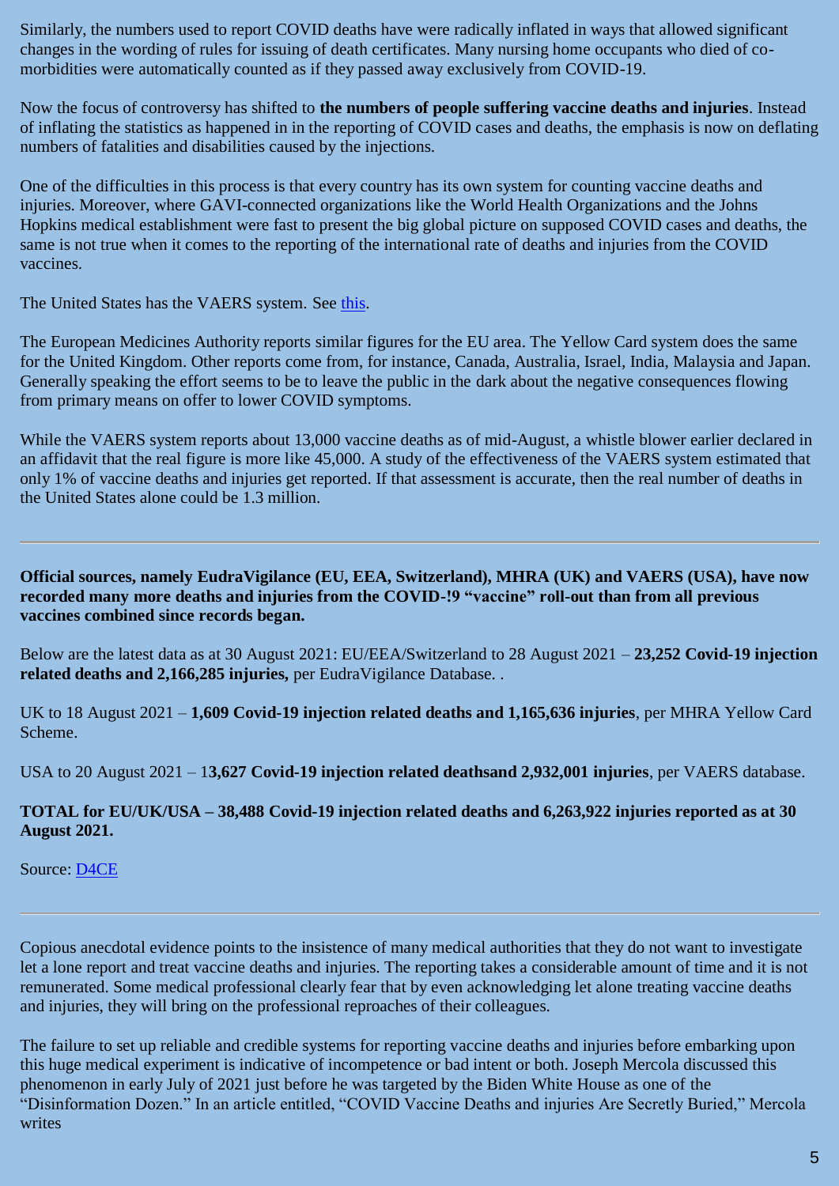Similarly, the numbers used to report COVID deaths have were radically inflated in ways that allowed significant changes in the wording of rules for issuing of death certificates. Many nursing home occupants who died of co-morbidities were automatically counted as if they passed away exclusively from COVID-19.

Now the focus of controversy has shifted to **the numbers of people suffering vaccine deaths and injuries**. Instead of inflating the statistics as happened in in the reporting of COVID cases and deaths, the emphasis is now on deflating numbers of fatalities and disabilities caused by the injections.

One of the difficulties in this process is that every country has its own system for counting vaccine deaths and injuries. Moreover, where GAVI-connected organizations like the World Health Organizations and the Johns Hopkins medical establishment were fast to present the big global picture on supposed COVID cases and deaths, the same is not true when it comes to the reporting of the international rate of deaths and injuries from the COVID vaccines.

The United States has the VAERS system. See [this](this).

The European Medicines Authority reports similar figures for the EU area. The Yellow Card system does the same for the United Kingdom. Other reports come from, for instance, Canada, Australia, Israel, India, Malaysia and Japan. Generally speaking the effort seems to be to leave the public in the dark about the negative consequences flowing from primary means on offer to lower COVID symptoms.

While the VAERS system reports about 13,000 vaccine deaths as of mid-August, a whistle blower earlier declared in an affidavit that the real figure is more like 45,000. A study of the effectiveness of the VAERS system estimated that only 1% of vaccine deaths and injuries get reported. If that assessment is accurate, then the real number of deaths in the United States alone could be 1.3 million.

---

**Official sources, namely EudraVigilance (EU, EEA, Switzerland), MHRA (UK) and VAERS (USA), have now recorded many more deaths and injuries from the COVID-!9 "vaccine" roll-out than from all previous vaccines combined since records began.**

Below are the latest data as at 30 August 2021: EU/EEA/Switzerland to 28 August 2021 – **23,252 Covid-19 injection related deaths and 2,166,285 injuries,** per EudraVigilance Database. .

UK to 18 August 2021 – **1,609 Covid-19 injection related deaths and 1,165,636 injuries**, per MHRA Yellow Card Scheme.

USA to 20 August 2021 – 1**3,627 Covid-19 injection related deathsand 2,932,001 injuries**, per VAERS database.

**TOTAL for EU/UK/USA – 38,488 Covid-19 injection related deaths and 6,263,922 injuries reported as at 30 August 2021.**

Source: [D4CE](D4CE)

---

Copious anecdotal evidence points to the insistence of many medical authorities that they do not want to investigate let a lone report and treat vaccine deaths and injuries. The reporting takes a considerable amount of time and it is not remunerated. Some medical professional clearly fear that by even acknowledging let alone treating vaccine deaths and injuries, they will bring on the professional reproaches of their colleagues.

The failure to set up reliable and credible systems for reporting vaccine deaths and injuries before embarking upon this huge medical experiment is indicative of incompetence or bad intent or both. Joseph Mercola discussed this phenomenon in early July of 2021 just before he was targeted by the Biden White House as one of the "Disinformation Dozen." In an article entitled, "COVID Vaccine Deaths and injuries Are Secretly Buried," Mercola writes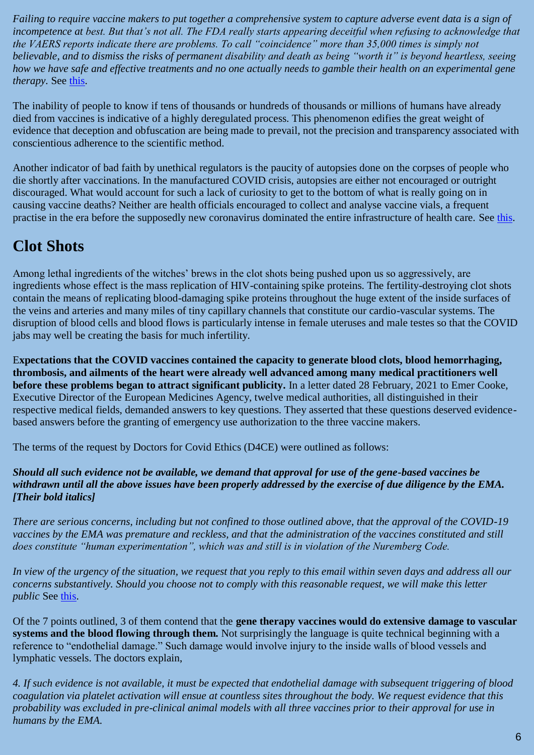*Failing to require vaccine makers to put together a comprehensive system to capture adverse event data is a sign of incompetence at best. But that's not all. The FDA really starts appearing deceitful when refusing to acknowledge that the VAERS reports indicate there are problems. To call "coincidence" more than 35,000 times is simply not believable, and to dismiss the risks of permanent disability and death as being "worth it" is beyond heartless, seeing how we have safe and effective treatments and no one actually needs to gamble their health on an experimental gene therapy*. See this.

The inability of people to know if tens of thousands or hundreds of thousands or millions of humans have already died from vaccines is indicative of a highly deregulated process. This phenomenon edifies the great weight of evidence that deception and obfuscation are being made to prevail, not the precision and transparency associated with conscientious adherence to the scientific method.

Another indicator of bad faith by unethical regulators is the paucity of autopsies done on the corpses of people who die shortly after vaccinations. In the manufactured COVID crisis, autopsies are either not encouraged or outright discouraged. What would account for such a lack of curiosity to get to the bottom of what is really going on in causing vaccine deaths? Neither are health officials encouraged to collect and analyse vaccine vials, a frequent practise in the era before the supposedly new coronavirus dominated the entire infrastructure of health care. See this.

## Clot Shots

Among lethal ingredients of the witches' brews in the clot shots being pushed upon us so aggressively, are ingredients whose effect is the mass replication of HIV-containing spike proteins. The fertility-destroying clot shots contain the means of replicating blood-damaging spike proteins throughout the huge extent of the inside surfaces of the veins and arteries and many miles of tiny capillary channels that constitute our cardio-vascular systems. The disruption of blood cells and blood flows is particularly intense in female uteruses and male testes so that the COVID jabs may well be creating the basis for much infertility.

**Expectations that the COVID vaccines contained the capacity to generate blood clots, blood hemorrhaging, thrombosis, and ailments of the heart were already well advanced among many medical practitioners well before these problems began to attract significant publicity.** In a letter dated 28 February, 2021 to Emer Cooke, Executive Director of the European Medicines Agency, twelve medical authorities, all distinguished in their respective medical fields, demanded answers to key questions. They asserted that these questions deserved evidence-based answers before the granting of emergency use authorization to the three vaccine makers.

The terms of the request by Doctors for Covid Ethics (D4CE) were outlined as follows:

***Should all such evidence not be available, we demand that approval for use of the gene-based vaccines be withdrawn until all the above issues have been properly addressed by the exercise of due diligence by the EMA. [Their bold italics]***

*There are serious concerns, including but not confined to those outlined above, that the approval of the COVID-19 vaccines by the EMA was premature and reckless, and that the administration of the vaccines constituted and still does constitute "human experimentation", which was and still is in violation of the Nuremberg Code.*

*In view of the urgency of the situation, we request that you reply to this email within seven days and address all our concerns substantively. Should you choose not to comply with this reasonable request, we will make this letter public* See this.

Of the 7 points outlined, 3 of them contend that the **gene therapy vaccines would do extensive damage to vascular systems and the blood flowing through them.** Not surprisingly the language is quite technical beginning with a reference to "endothelial damage." Such damage would involve injury to the inside walls of blood vessels and lymphatic vessels. The doctors explain,

*4. If such evidence is not available, it must be expected that endothelial damage with subsequent triggering of blood coagulation via platelet activation will ensue at countless sites throughout the body. We request evidence that this probability was excluded in pre-clinical animal models with all three vaccines prior to their approval for use in humans by the EMA.*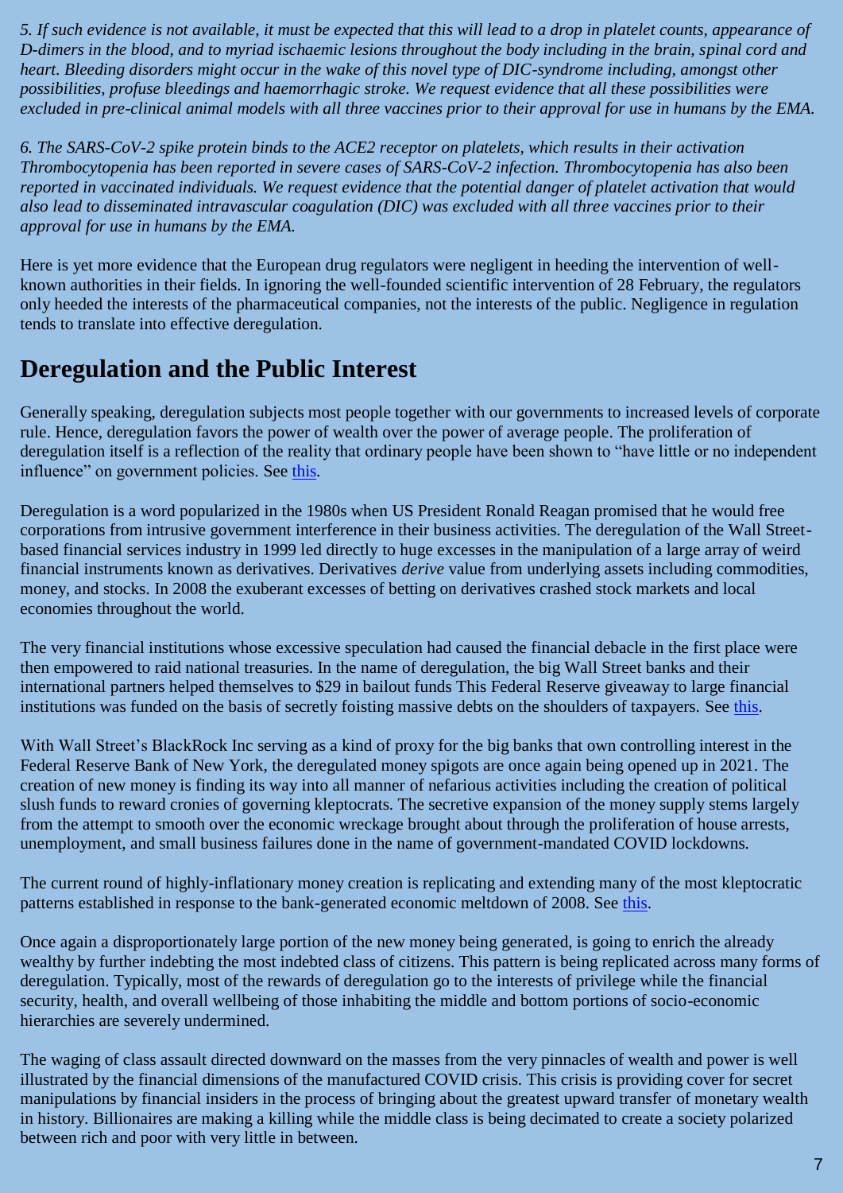*5. If such evidence is not available, it must be expected that this will lead to a drop in platelet counts, appearance of D-dimers in the blood, and to myriad ischaemic lesions throughout the body including in the brain, spinal cord and heart. Bleeding disorders might occur in the wake of this novel type of DIC-syndrome including, amongst other possibilities, profuse bleedings and haemorrhagic stroke. We request evidence that all these possibilities were excluded in pre-clinical animal models with all three vaccines prior to their approval for use in humans by the EMA.*

*6. The SARS-CoV-2 spike protein binds to the ACE2 receptor on platelets, which results in their activation Thrombocytopenia has been reported in severe cases of SARS-CoV-2 infection. Thrombocytopenia has also been reported in vaccinated individuals. We request evidence that the potential danger of platelet activation that would also lead to disseminated intravascular coagulation (DIC) was excluded with all three vaccines prior to their approval for use in humans by the EMA.*

Here is yet more evidence that the European drug regulators were negligent in heeding the intervention of well-known authorities in their fields. In ignoring the well-founded scientific intervention of 28 February, the regulators only heeded the interests of the pharmaceutical companies, not the interests of the public. Negligence in regulation tends to translate into effective deregulation.

## Deregulation and the Public Interest

Generally speaking, deregulation subjects most people together with our governments to increased levels of corporate rule. Hence, deregulation favors the power of wealth over the power of average people. The proliferation of deregulation itself is a reflection of the reality that ordinary people have been shown to "have little or no independent influence" on government policies. See this.

Deregulation is a word popularized in the 1980s when US President Ronald Reagan promised that he would free corporations from intrusive government interference in their business activities. The deregulation of the Wall Street-based financial services industry in 1999 led directly to huge excesses in the manipulation of a large array of weird financial instruments known as derivatives. Derivatives *derive* value from underlying assets including commodities, money, and stocks. In 2008 the exuberant excesses of betting on derivatives crashed stock markets and local economies throughout the world.

The very financial institutions whose excessive speculation had caused the financial debacle in the first place were then empowered to raid national treasuries. In the name of deregulation, the big Wall Street banks and their international partners helped themselves to $29 in bailout funds This Federal Reserve giveaway to large financial institutions was funded on the basis of secretly foisting massive debts on the shoulders of taxpayers. See this.

With Wall Street's BlackRock Inc serving as a kind of proxy for the big banks that own controlling interest in the Federal Reserve Bank of New York, the deregulated money spigots are once again being opened up in 2021. The creation of new money is finding its way into all manner of nefarious activities including the creation of political slush funds to reward cronies of governing kleptocrats. The secretive expansion of the money supply stems largely from the attempt to smooth over the economic wreckage brought about through the proliferation of house arrests, unemployment, and small business failures done in the name of government-mandated COVID lockdowns.

The current round of highly-inflationary money creation is replicating and extending many of the most kleptocratic patterns established in response to the bank-generated economic meltdown of 2008. See this.

Once again a disproportionately large portion of the new money being generated, is going to enrich the already wealthy by further indebting the most indebted class of citizens. This pattern is being replicated across many forms of deregulation. Typically, most of the rewards of deregulation go to the interests of privilege while the financial security, health, and overall wellbeing of those inhabiting the middle and bottom portions of socio-economic hierarchies are severely undermined.

The waging of class assault directed downward on the masses from the very pinnacles of wealth and power is well illustrated by the financial dimensions of the manufactured COVID crisis. This crisis is providing cover for secret manipulations by financial insiders in the process of bringing about the greatest upward transfer of monetary wealth in history. Billionaires are making a killing while the middle class is being decimated to create a society polarized between rich and poor with very little in between.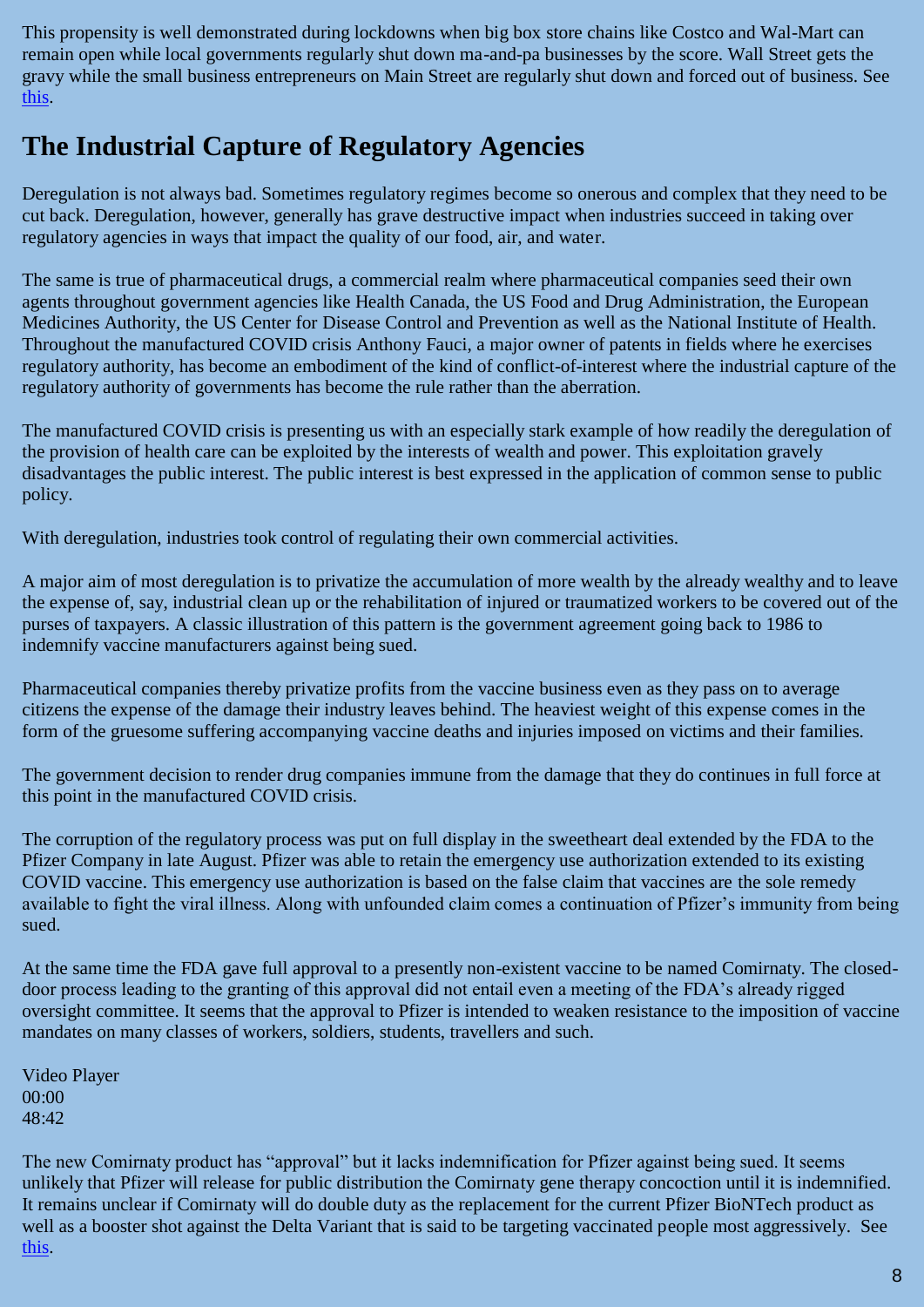This propensity is well demonstrated during lockdowns when big box store chains like Costco and Wal-Mart can remain open while local governments regularly shut down ma-and-pa businesses by the score. Wall Street gets the gravy while the small business entrepreneurs on Main Street are regularly shut down and forced out of business. See this.

## The Industrial Capture of Regulatory Agencies

Deregulation is not always bad. Sometimes regulatory regimes become so onerous and complex that they need to be cut back. Deregulation, however, generally has grave destructive impact when industries succeed in taking over regulatory agencies in ways that impact the quality of our food, air, and water.

The same is true of pharmaceutical drugs, a commercial realm where pharmaceutical companies seed their own agents throughout government agencies like Health Canada, the US Food and Drug Administration, the European Medicines Authority, the US Center for Disease Control and Prevention as well as the National Institute of Health. Throughout the manufactured COVID crisis Anthony Fauci, a major owner of patents in fields where he exercises regulatory authority, has become an embodiment of the kind of conflict-of-interest where the industrial capture of the regulatory authority of governments has become the rule rather than the aberration.

The manufactured COVID crisis is presenting us with an especially stark example of how readily the deregulation of the provision of health care can be exploited by the interests of wealth and power. This exploitation gravely disadvantages the public interest. The public interest is best expressed in the application of common sense to public policy.

With deregulation, industries took control of regulating their own commercial activities.

A major aim of most deregulation is to privatize the accumulation of more wealth by the already wealthy and to leave the expense of, say, industrial clean up or the rehabilitation of injured or traumatized workers to be covered out of the purses of taxpayers. A classic illustration of this pattern is the government agreement going back to 1986 to indemnify vaccine manufacturers against being sued.

Pharmaceutical companies thereby privatize profits from the vaccine business even as they pass on to average citizens the expense of the damage their industry leaves behind. The heaviest weight of this expense comes in the form of the gruesome suffering accompanying vaccine deaths and injuries imposed on victims and their families.

The government decision to render drug companies immune from the damage that they do continues in full force at this point in the manufactured COVID crisis.

The corruption of the regulatory process was put on full display in the sweetheart deal extended by the FDA to the Pfizer Company in late August. Pfizer was able to retain the emergency use authorization extended to its existing COVID vaccine. This emergency use authorization is based on the false claim that vaccines are the sole remedy available to fight the viral illness. Along with unfounded claim comes a continuation of Pfizer's immunity from being sued.

At the same time the FDA gave full approval to a presently non-existent vaccine to be named Comirnaty. The closed-door process leading to the granting of this approval did not entail even a meeting of the FDA's already rigged oversight committee. It seems that the approval to Pfizer is intended to weaken resistance to the imposition of vaccine mandates on many classes of workers, soldiers, students, travellers and such.

Video Player
00:00
48:42

The new Comirnaty product has "approval" but it lacks indemnification for Pfizer against being sued. It seems unlikely that Pfizer will release for public distribution the Comirnaty gene therapy concoction until it is indemnified. It remains unclear if Comirnaty will do double duty as the replacement for the current Pfizer BioNTech product as well as a booster shot against the Delta Variant that is said to be targeting vaccinated people most aggressively. See this.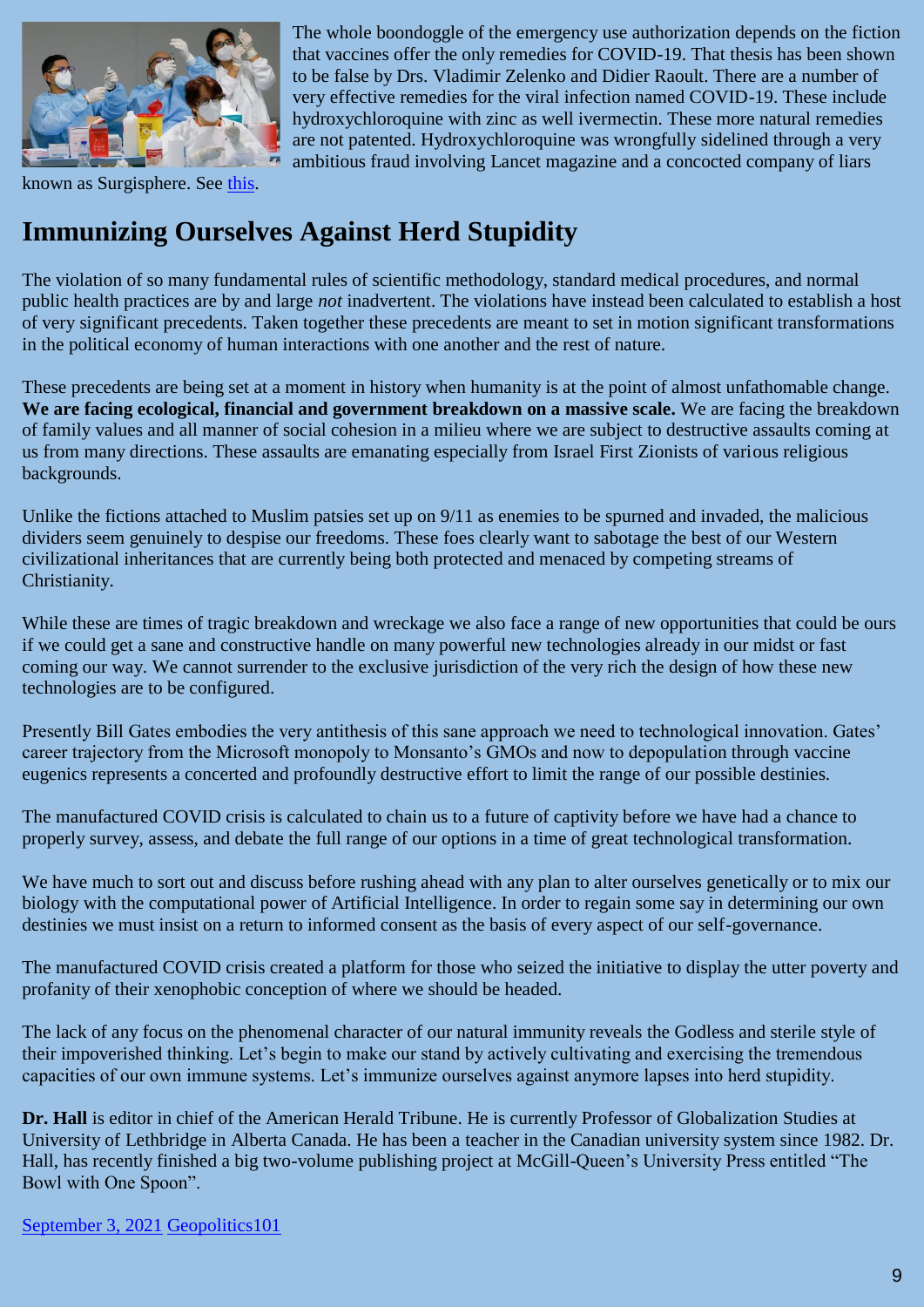The whole boondoggle of the emergency use authorization depends on the fiction that vaccines offer the only remedies for COVID-19. That thesis has been shown to be false by Drs. Vladimir Zelenko and Didier Raoult. There are a number of very effective remedies for the viral infection named COVID-19. These include hydroxychloroquine with zinc as well ivermectin. These more natural remedies are not patented. Hydroxychloroquine was wrongfully sidelined through a very ambitious fraud involving Lancet magazine and a concocted company of liars known as Surgisphere. See this.

## Immunizing Ourselves Against Herd Stupidity

The violation of so many fundamental rules of scientific methodology, standard medical procedures, and normal public health practices are by and large *not* inadvertent. The violations have instead been calculated to establish a host of very significant precedents. Taken together these precedents are meant to set in motion significant transformations in the political economy of human interactions with one another and the rest of nature.

These precedents are being set at a moment in history when humanity is at the point of almost unfathomable change. **We are facing ecological, financial and government breakdown on a massive scale.** We are facing the breakdown of family values and all manner of social cohesion in a milieu where we are subject to destructive assaults coming at us from many directions. These assaults are emanating especially from Israel First Zionists of various religious backgrounds.

Unlike the fictions attached to Muslim patsies set up on 9/11 as enemies to be spurned and invaded, the malicious dividers seem genuinely to despise our freedoms. These foes clearly want to sabotage the best of our Western civilizational inheritances that are currently being both protected and menaced by competing streams of Christianity.

While these are times of tragic breakdown and wreckage we also face a range of new opportunities that could be ours if we could get a sane and constructive handle on many powerful new technologies already in our midst or fast coming our way. We cannot surrender to the exclusive jurisdiction of the very rich the design of how these new technologies are to be configured.

Presently Bill Gates embodies the very antithesis of this sane approach we need to technological innovation. Gates' career trajectory from the Microsoft monopoly to Monsanto's GMOs and now to depopulation through vaccine eugenics represents a concerted and profoundly destructive effort to limit the range of our possible destinies.

The manufactured COVID crisis is calculated to chain us to a future of captivity before we have had a chance to properly survey, assess, and debate the full range of our options in a time of great technological transformation.

We have much to sort out and discuss before rushing ahead with any plan to alter ourselves genetically or to mix our biology with the computational power of Artificial Intelligence. In order to regain some say in determining our own destinies we must insist on a return to informed consent as the basis of every aspect of our self-governance.

The manufactured COVID crisis created a platform for those who seized the initiative to display the utter poverty and profanity of their xenophobic conception of where we should be headed.

The lack of any focus on the phenomenal character of our natural immunity reveals the Godless and sterile style of their impoverished thinking. Let's begin to make our stand by actively cultivating and exercising the tremendous capacities of our own immune systems. Let's immunize ourselves against anymore lapses into herd stupidity.

**Dr. Hall** is editor in chief of the American Herald Tribune. He is currently Professor of Globalization Studies at University of Lethbridge in Alberta Canada. He has been a teacher in the Canadian university system since 1982. Dr. Hall, has recently finished a big two-volume publishing project at McGill-Queen's University Press entitled "The Bowl with One Spoon".

September 3, 2021 Geopolitics101